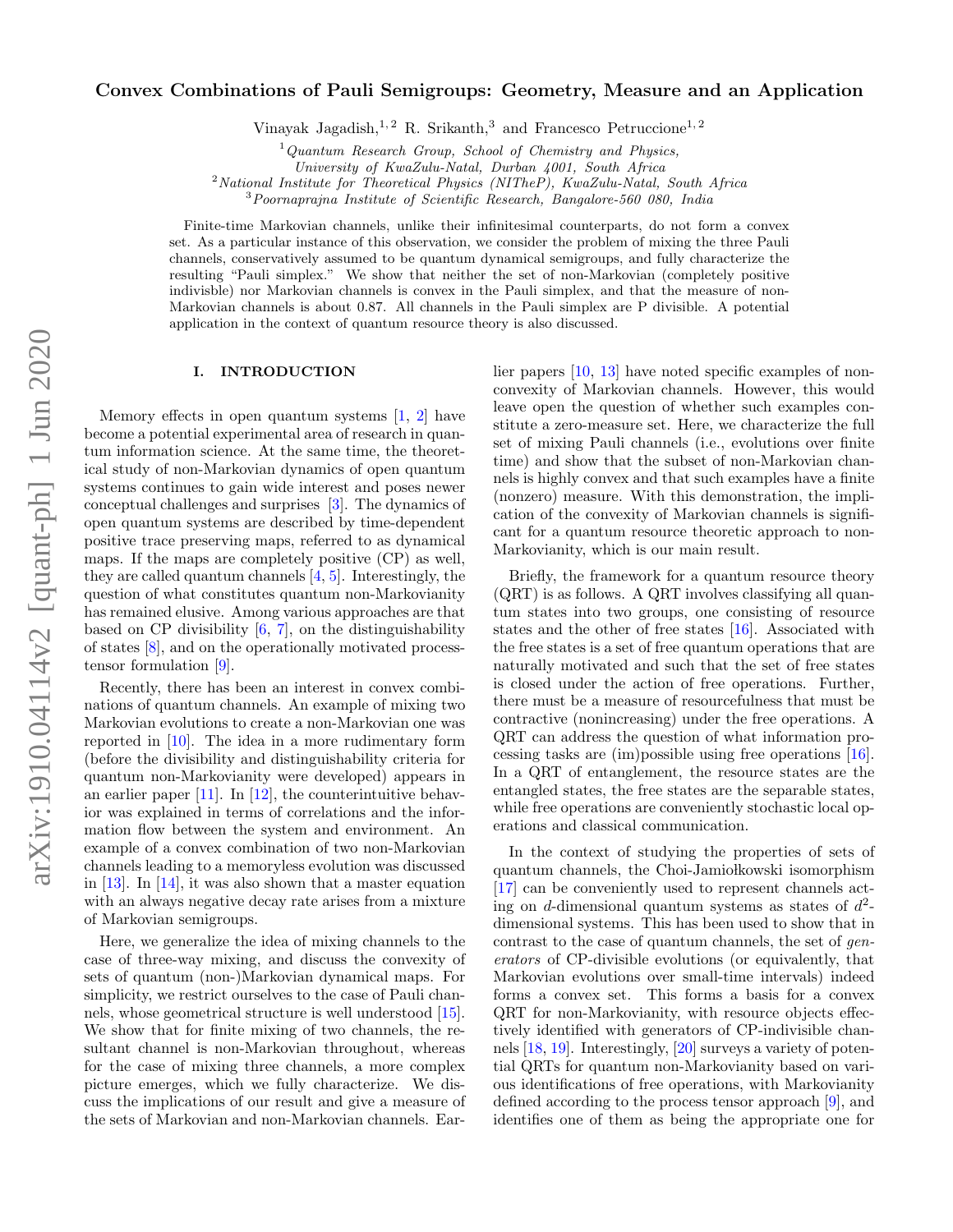# Convex Combinations of Pauli Semigroups: Geometry, Measure and an Application

Vinayak Jagadish,[1,2] R. Srikanth,[3] and Francesco Petruccione[1,2]

[1] *Quantum Research Group, School of Chemistry and Physics, University of KwaZulu-Natal, Durban 4001, South Africa*
[2] *National Institute for Theoretical Physics (NITheP), KwaZulu-Natal, South Africa*
[3] *Poornaprajna Institute of Scientific Research, Bangalore-560 080, India*

Finite-time Markovian channels, unlike their infinitesimal counterparts, do not form a convex set. As a particular instance of this observation, we consider the problem of mixing the three Pauli channels, conservatively assumed to be quantum dynamical semigroups, and fully characterize the resulting "Pauli simplex." We show that neither the set of non-Markovian (completely positive indivisble) nor Markovian channels is convex in the Pauli simplex, and that the measure of non-Markovian channels is about 0.87. All channels in the Pauli simplex are P divisible. A potential application in the context of quantum resource theory is also discussed.

## I. INTRODUCTION

Memory effects in open quantum systems [1, 2] have become a potential experimental area of research in quantum information science. At the same time, the theoretical study of non-Markovian dynamics of open quantum systems continues to gain wide interest and poses newer conceptual challenges and surprises [3]. The dynamics of open quantum systems are described by time-dependent positive trace preserving maps, referred to as dynamical maps. If the maps are completely positive (CP) as well, they are called quantum channels [4, 5]. Interestingly, the question of what constitutes quantum non-Markovianity has remained elusive. Among various approaches are that based on CP divisibility [6, 7], on the distinguishability of states [8], and on the operationally motivated process-tensor formulation [9].

Recently, there has been an interest in convex combinations of quantum channels. An example of mixing two Markovian evolutions to create a non-Markovian one was reported in [10]. The idea in a more rudimentary form (before the divisibility and distinguishability criteria for quantum non-Markovianity were developed) appears in an earlier paper [11]. In [12], the counterintuitive behavior was explained in terms of correlations and the information flow between the system and environment. An example of a convex combination of two non-Markovian channels leading to a memoryless evolution was discussed in [13]. In [14], it was also shown that a master equation with an always negative decay rate arises from a mixture of Markovian semigroups.

Here, we generalize the idea of mixing channels to the case of three-way mixing, and discuss the convexity of sets of quantum (non-)Markovian dynamical maps. For simplicity, we restrict ourselves to the case of Pauli channels, whose geometrical structure is well understood [15]. We show that for finite mixing of two channels, the resultant channel is non-Markovian throughout, whereas for the case of mixing three channels, a more complex picture emerges, which we fully characterize. We discuss the implications of our result and give a measure of the sets of Markovian and non-Markovian channels. Earlier papers [10, 13] have noted specific examples of non-convexity of Markovian channels. However, this would leave open the question of whether such examples constitute a zero-measure set. Here, we characterize the full set of mixing Pauli channels (i.e., evolutions over finite time) and show that the subset of non-Markovian channels is highly convex and that such examples have a finite (nonzero) measure. With this demonstration, the implication of the convexity of Markovian channels is significant for a quantum resource theoretic approach to non-Markovianity, which is our main result.

Briefly, the framework for a quantum resource theory (QRT) is as follows. A QRT involves classifying all quantum states into two groups, one consisting of resource states and the other of free states [16]. Associated with the free states is a set of free quantum operations that are naturally motivated and such that the set of free states is closed under the action of free operations. Further, there must be a measure of resourcefulness that must be contractive (nonincreasing) under the free operations. A QRT can address the question of what information processing tasks are (im)possible using free operations [16]. In a QRT of entanglement, the resource states are the entangled states, the free states are the separable states, while free operations are conveniently stochastic local operations and classical communication.

In the context of studying the properties of sets of quantum channels, the Choi-Jamiołkowski isomorphism [17] can be conveniently used to represent channels acting on $d$-dimensional quantum systems as states of $d^2$-dimensional systems. This has been used to show that in contrast to the case of quantum channels, the set of *generators* of CP-divisible evolutions (or equivalently, that Markovian evolutions over small-time intervals) indeed forms a convex set. This forms a basis for a convex QRT for non-Markovianity, with resource objects effectively identified with generators of CP-indivisible channels [18, 19]. Interestingly, [20] surveys a variety of potential QRTs for quantum non-Markovianity based on various identifications of free operations, with Markovianity defined according to the process tensor approach [9], and identifies one of them as being the appropriate one for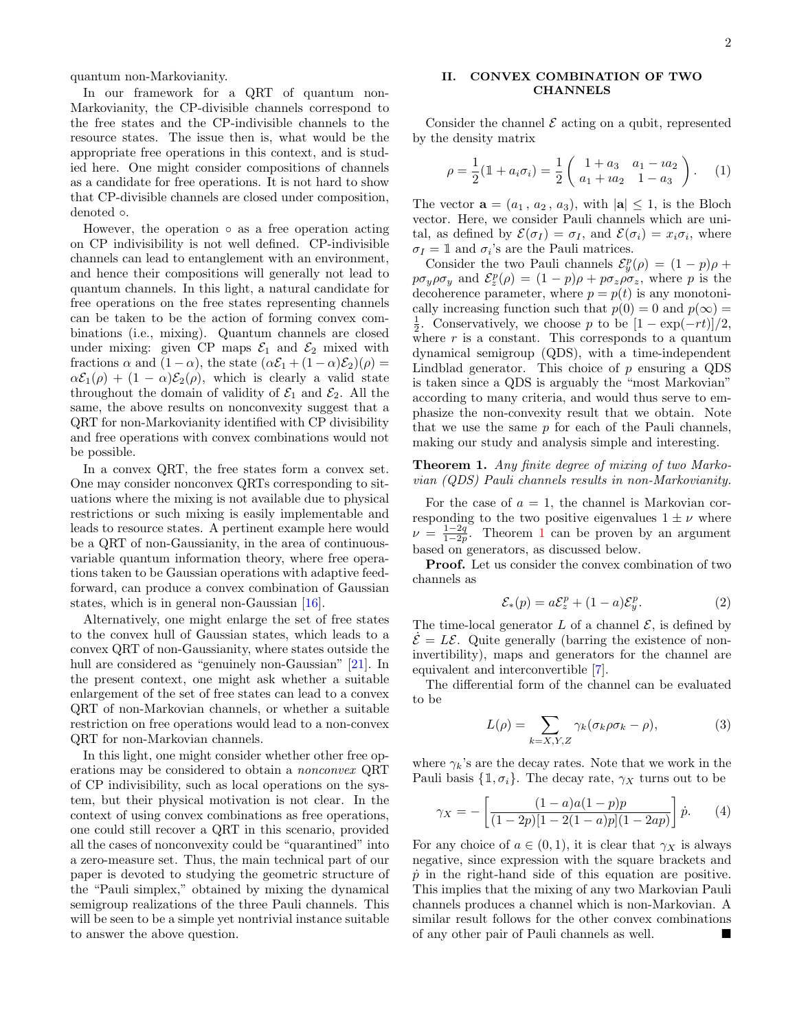quantum non-Markovianity.

In our framework for a QRT of quantum non-Markovianity, the CP-divisible channels correspond to the free states and the CP-indivisible channels to the resource states. The issue then is, what would be the appropriate free operations in this context, and is studied here. One might consider compositions of channels as a candidate for free operations. It is not hard to show that CP-divisible channels are closed under composition, denoted $\circ$.

However, the operation $\circ$ as a free operation acting on CP indivisibility is not well defined. CP-indivisible channels can lead to entanglement with an environment, and hence their compositions will generally not lead to quantum channels. In this light, a natural candidate for free operations on the free states representing channels can be taken to be the action of forming convex combinations (i.e., mixing). Quantum channels are closed under mixing: given CP maps $\mathcal{E}_1$ and $\mathcal{E}_2$ mixed with fractions $\alpha$ and $(1-\alpha)$, the state $(\alpha\mathcal{E}_1 + (1-\alpha)\mathcal{E}_2)(\rho) = \alpha\mathcal{E}_1(\rho) + (1-\alpha)\mathcal{E}_2(\rho)$, which is clearly a valid state throughout the domain of validity of $\mathcal{E}_1$ and $\mathcal{E}_2$. All the same, the above results on nonconvexity suggest that a QRT for non-Markovianity identified with CP divisibility and free operations with convex combinations would not be possible.

In a convex QRT, the free states form a convex set. One may consider nonconvex QRTs corresponding to situations where the mixing is not available due to physical restrictions or such mixing is easily implementable and leads to resource states. A pertinent example here would be a QRT of non-Gaussianity, in the area of continuous-variable quantum information theory, where free operations taken to be Gaussian operations with adaptive feedforward, can produce a convex combination of Gaussian states, which is in general non-Gaussian [16].

Alternatively, one might enlarge the set of free states to the convex hull of Gaussian states, which leads to a convex QRT of non-Gaussianity, where states outside the hull are considered as "genuinely non-Gaussian" [21]. In the present context, one might ask whether a suitable enlargement of the set of free states can lead to a convex QRT of non-Markovian channels, or whether a suitable restriction on free operations would lead to a non-convex QRT for non-Markovian channels.

In this light, one might consider whether other free operations may be considered to obtain a *nonconvex* QRT of CP indivisibility, such as local operations on the system, but their physical motivation is not clear. In the context of using convex combinations as free operations, one could still recover a QRT in this scenario, provided all the cases of nonconvexity could be "quarantined" into a zero-measure set. Thus, the main technical part of our paper is devoted to studying the geometric structure of the "Pauli simplex," obtained by mixing the dynamical semigroup realizations of the three Pauli channels. This will be seen to be a simple yet nontrivial instance suitable to answer the above question.

## II. CONVEX COMBINATION OF TWO CHANNELS

Consider the channel $\mathcal{E}$ acting on a qubit, represented by the density matrix

$$\rho = \frac{1}{2}(\mathbb{1} + a_i\sigma_i) = \frac{1}{2}\begin{pmatrix} 1+a_3 & a_1 - \imath a_2 \\ a_1 + \imath a_2 & 1-a_3 \end{pmatrix}. \quad (1)$$

The vector $\mathbf{a} = (a_1\,,\, a_2\,,\, a_3)$, with $|\mathbf{a}| \leq 1$, is the Bloch vector. Here, we consider Pauli channels which are unital, as defined by $\mathcal{E}(\sigma_I) = \sigma_I$, and $\mathcal{E}(\sigma_i) = x_i\sigma_i$, where $\sigma_I = \mathbb{1}$ and $\sigma_i$'s are the Pauli matrices.

Consider the two Pauli channels $\mathcal{E}^p_y(\rho) = (1-p)\rho + p\sigma_y\rho\sigma_y$ and $\mathcal{E}^p_z(\rho) = (1-p)\rho + p\sigma_z\rho\sigma_z$, where $p$ is the decoherence parameter, where $p = p(t)$ is any monotonically increasing function such that $p(0) = 0$ and $p(\infty) = \frac{1}{2}$. Conservatively, we choose $p$ to be $[1 - \exp(-rt)]/2$, where $r$ is a constant. This corresponds to a quantum dynamical semigroup (QDS), with a time-independent Lindblad generator. This choice of $p$ ensuring a QDS is taken since a QDS is arguably the "most Markovian" according to many criteria, and would thus serve to emphasize the non-convexity result that we obtain. Note that we use the same $p$ for each of the Pauli channels, making our study and analysis simple and interesting.

**Theorem 1.** *Any finite degree of mixing of two Markovian (QDS) Pauli channels results in non-Markovianity.*

For the case of $a = 1$, the channel is Markovian corresponding to the two positive eigenvalues $1 \pm \nu$ where $\nu = \frac{1-2q}{1-2p}$. Theorem 1 can be proven by an argument based on generators, as discussed below.

**Proof.** Let us consider the convex combination of two channels as

$$\mathcal{E}_*(p) = a\mathcal{E}^p_z + (1-a)\mathcal{E}^p_y. \quad (2)$$

The time-local generator $L$ of a channel $\mathcal{E}$, is defined by $\dot{\mathcal{E}} = L\mathcal{E}$. Quite generally (barring the existence of non-invertibility), maps and generators for the channel are equivalent and interconvertible [7].

The differential form of the channel can be evaluated to be

$$L(\rho) = \sum_{k=X,Y,Z} \gamma_k(\sigma_k\rho\sigma_k - \rho), \quad (3)$$

where $\gamma_k$'s are the decay rates. Note that we work in the Pauli basis $\{\mathbb{1}, \sigma_i\}$. The decay rate, $\gamma_X$ turns out to be

$$\gamma_X = -\left[\frac{(1-a)a(1-p)p}{(1-2p)[1-2(1-a)p](1-2ap)}\right]\dot{p}. \quad (4)$$

For any choice of $a \in (0,1)$, it is clear that $\gamma_X$ is always negative, since expression with the square brackets and $\dot{p}$ in the right-hand side of this equation are positive. This implies that the mixing of any two Markovian Pauli channels produces a channel which is non-Markovian. A similar result follows for the other convex combinations of any other pair of Pauli channels as well. ■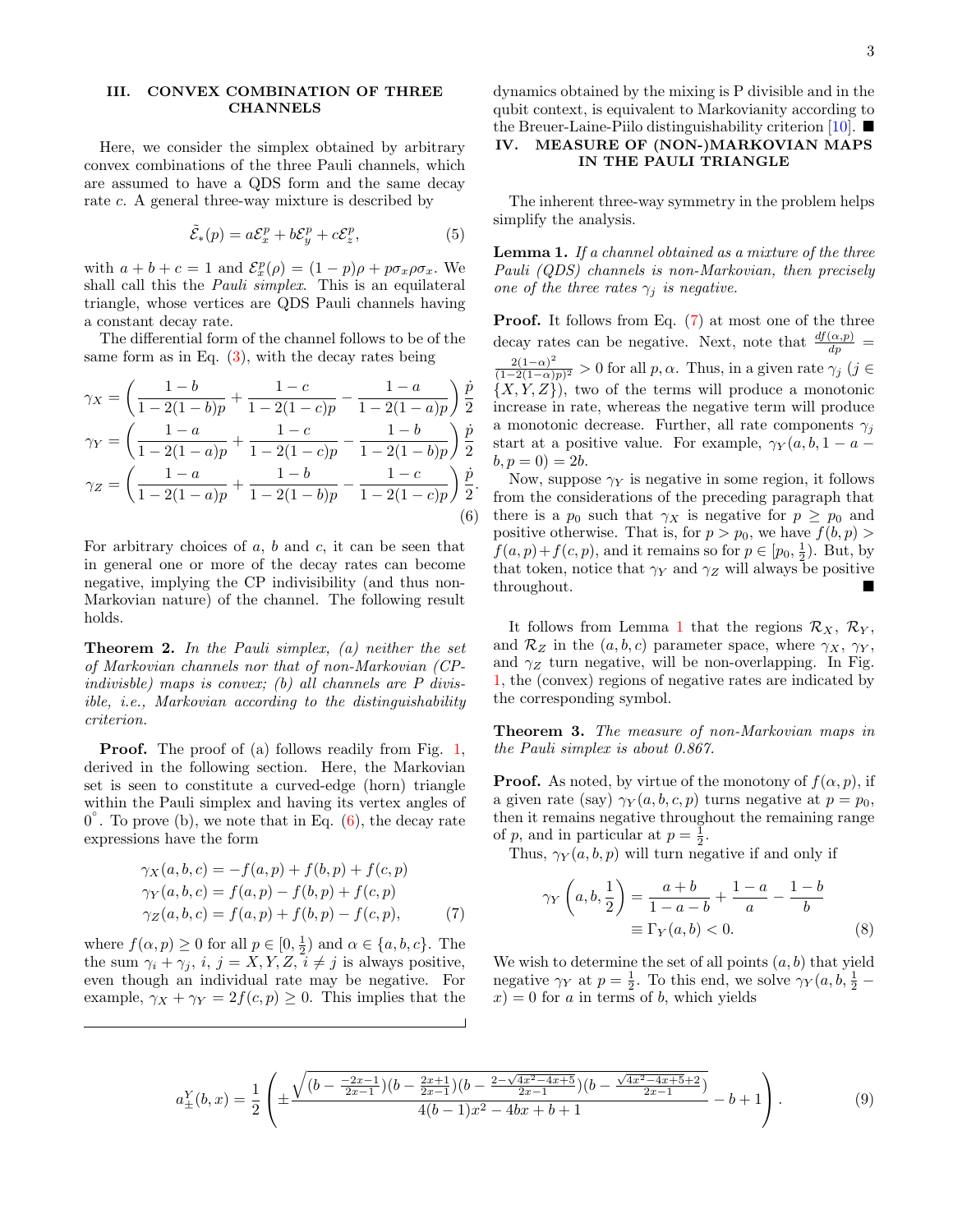## III. CONVEX COMBINATION OF THREE CHANNELS

Here, we consider the simplex obtained by arbitrary convex combinations of the three Pauli channels, which are assumed to have a QDS form and the same decay rate $c$. A general three-way mixture is described by

$$\tilde{\mathcal{E}}_*(p) = a\mathcal{E}_x^p + b\mathcal{E}_y^p + c\mathcal{E}_z^p, \tag{5}$$

with $a+b+c=1$ and $\mathcal{E}_x^p(\rho) = (1-p)\rho + p\sigma_x\rho\sigma_x$. We shall call this the *Pauli simplex*. This is an equilateral triangle, whose vertices are QDS Pauli channels having a constant decay rate.

The differential form of the channel follows to be of the same form as in Eq. (3), with the decay rates being

$$\begin{aligned}
\gamma_X &= \left(\frac{1-b}{1-2(1-b)p} + \frac{1-c}{1-2(1-c)p} - \frac{1-a}{1-2(1-a)p}\right)\frac{\dot{p}}{2} \\
\gamma_Y &= \left(\frac{1-a}{1-2(1-a)p} + \frac{1-c}{1-2(1-c)p} - \frac{1-b}{1-2(1-b)p}\right)\frac{\dot{p}}{2} \\
\gamma_Z &= \left(\frac{1-a}{1-2(1-a)p} + \frac{1-b}{1-2(1-b)p} - \frac{1-c}{1-2(1-c)p}\right)\frac{\dot{p}}{2}.
\end{aligned} \tag{6}$$

For arbitrary choices of $a$, $b$ and $c$, it can be seen that in general one or more of the decay rates can become negative, implying the CP indivisibility (and thus non-Markovian nature) of the channel. The following result holds.

**Theorem 2.** *In the Pauli simplex, (a) neither the set of Markovian channels nor that of non-Markovian (CP-indivisble) maps is convex; (b) all channels are P divisible, i.e., Markovian according to the distinguishability criterion.*

**Proof.** The proof of (a) follows readily from Fig. 1, derived in the following section. Here, the Markovian set is seen to constitute a curved-edge (horn) triangle within the Pauli simplex and having its vertex angles of $0^\circ$. To prove (b), we note that in Eq. (6), the decay rate expressions have the form

$$\begin{aligned}
\gamma_X(a,b,c) &= -f(a,p) + f(b,p) + f(c,p) \\
\gamma_Y(a,b,c) &= f(a,p) - f(b,p) + f(c,p) \\
\gamma_Z(a,b,c) &= f(a,p) + f(b,p) - f(c,p),
\end{aligned} \tag{7}$$

where $f(\alpha,p) \geq 0$ for all $p \in [0,\frac{1}{2})$ and $\alpha \in \{a,b,c\}$. The the sum $\gamma_i + \gamma_j$, $i$, $j = X,Y,Z$, $i \neq j$ is always positive, even though an individual rate may be negative. For example, $\gamma_X + \gamma_Y = 2f(c,p) \geq 0$. This implies that the dynamics obtained by the mixing is P divisible and in the qubit context, is equivalent to Markovianity according to the Breuer-Laine-Piilo distinguishability criterion [10]. ■

## IV. MEASURE OF (NON-)MARKOVIAN MAPS IN THE PAULI TRIANGLE

The inherent three-way symmetry in the problem helps simplify the analysis.

**Lemma 1.** *If a channel obtained as a mixture of the three Pauli (QDS) channels is non-Markovian, then precisely one of the three rates $\gamma_j$ is negative.*

**Proof.** It follows from Eq. (7) at most one of the three decay rates can be negative. Next, note that $\frac{df(\alpha,p)}{dp} = \frac{2(1-\alpha)^2}{(1-2(1-\alpha)p)^2} > 0$ for all $p, \alpha$. Thus, in a given rate $\gamma_j$ ($j \in \{X,Y,Z\}$), two of the terms will produce a monotonic increase in rate, whereas the negative term will produce a monotonic decrease. Further, all rate components $\gamma_j$ start at a positive value. For example, $\gamma_Y(a,b,1-a-b,p=0) = 2b$.

Now, suppose $\gamma_Y$ is negative in some region, it follows from the considerations of the preceding paragraph that there is a $p_0$ such that $\gamma_X$ is negative for $p \geq p_0$ and positive otherwise. That is, for $p > p_0$, we have $f(b,p) > f(a,p) + f(c,p)$, and it remains so for $p \in [p_0, \frac{1}{2})$. But, by that token, notice that $\gamma_Y$ and $\gamma_Z$ will always be positive throughout. ■

It follows from Lemma 1 that the regions $\mathcal{R}_X$, $\mathcal{R}_Y$, and $\mathcal{R}_Z$ in the $(a,b,c)$ parameter space, where $\gamma_X$, $\gamma_Y$, and $\gamma_Z$ turn negative, will be non-overlapping. In Fig. 1, the (convex) regions of negative rates are indicated by the corresponding symbol.

**Theorem 3.** *The measure of non-Markovian maps in the Pauli simplex is about 0.867.*

**Proof.** As noted, by virtue of the monotony of $f(\alpha,p)$, if a given rate (say) $\gamma_Y(a,b,c,p)$ turns negative at $p = p_0$, then it remains negative throughout the remaining range of $p$, and in particular at $p = \frac{1}{2}$.

Thus, $\gamma_Y(a,b,p)$ will turn negative if and only if

$$\gamma_Y\left(a,b,\frac{1}{2}\right) = \frac{a+b}{1-a-b} + \frac{1-a}{a} - \frac{1-b}{b} \equiv \Gamma_Y(a,b) < 0. \tag{8}$$

We wish to determine the set of all points $(a,b)$ that yield negative $\gamma_Y$ at $p = \frac{1}{2}$. To this end, we solve $\gamma_Y(a,b,\frac{1}{2} - x) = 0$ for $a$ in terms of $b$, which yields

$$a_{\pm}^Y(b,x) = \frac{1}{2}\left(\pm\frac{\sqrt{(b - \frac{-2x-1}{2x-1})(b - \frac{2x+1}{2x-1})(b - \frac{2-\sqrt{4x^2-4x+5}}{2x-1})(b - \frac{\sqrt{4x^2-4x+5}+2}{2x-1})}}{4(b-1)x^2 - 4bx + b + 1} - b + 1\right). \tag{9}$$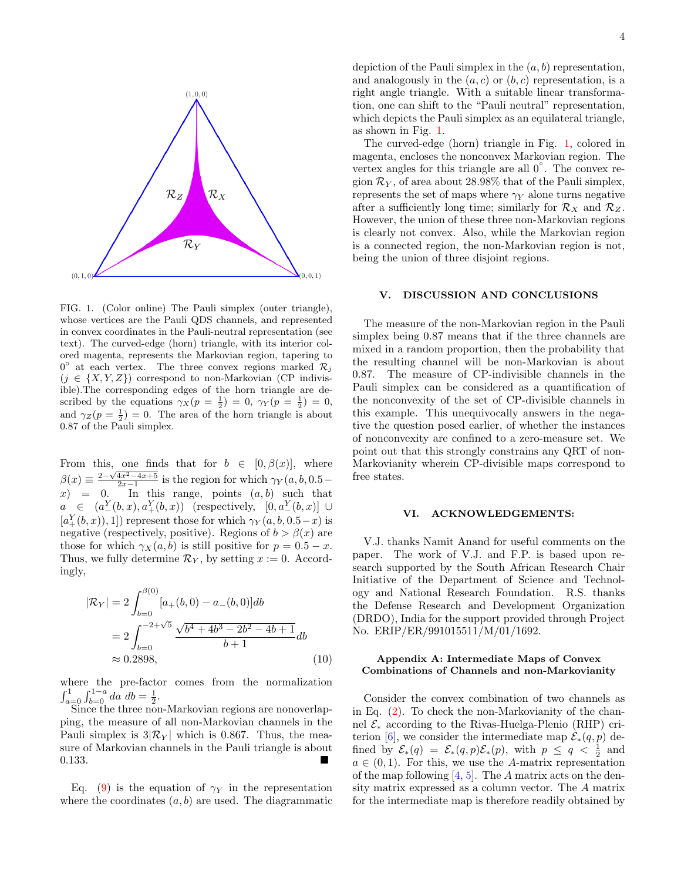FIG. 1. (Color online) The Pauli simplex (outer triangle), whose vertices are the Pauli QDS channels, and represented in convex coordinates in the Pauli-neutral representation (see text). The curved-edge (horn) triangle, with its interior colored magenta, represents the Markovian region, tapering to $0^\circ$ at each vertex. The three convex regions marked $\mathcal{R}_j$ ($j \in \{X, Y, Z\}$) correspond to non-Markovian (CP indivisible).The corresponding edges of the horn triangle are described by the equations $\gamma_X(p = \frac{1}{2}) = 0$, $\gamma_Y(p = \frac{1}{2}) = 0$, and $\gamma_Z(p = \frac{1}{2}) = 0$. The area of the horn triangle is about 0.87 of the Pauli simplex.

From this, one finds that for $b \in [0, \beta(x)]$, where $\beta(x) \equiv \frac{2-\sqrt{4x^2-4x+5}}{2x-1}$ is the region for which $\gamma_Y(a, b, 0.5 - x) = 0$. In this range, points $(a, b)$ such that $a \in (a_-^Y(b, x), a_+^Y(b, x))$ (respectively, $[0, a_-^Y(b, x)] \cup [a_+^Y(b, x)), 1]$) represent those for which $\gamma_Y(a, b, 0.5 - x)$ is negative (respectively, positive). Regions of $b > \beta(x)$ are those for which $\gamma_X(a, b)$ is still positive for $p = 0.5 - x$. Thus, we fully determine $\mathcal{R}_Y$, by setting $x := 0$. Accordingly,

$$
\begin{aligned}
|\mathcal{R}_Y| &= 2\int_{b=0}^{\beta(0)} [a_+(b, 0) - a_-(b, 0)] db \\
&= 2\int_{b=0}^{-2+\sqrt{5}} \frac{\sqrt{b^4 + 4b^3 - 2b^2 - 4b + 1}}{b + 1} db \\
&\approx 0.2898,
\end{aligned}
\tag{10}
$$

where the pre-factor comes from the normalization $\int_{a=0}^{1} \int_{b=0}^{1-a} da\ db = \frac{1}{2}$.

Since the three non-Markovian regions are nonoverlapping, the measure of all non-Markovian channels in the Pauli simplex is $3|\mathcal{R}_Y|$ which is 0.867. Thus, the measure of Markovian channels in the Pauli triangle is about 0.133. ■

Eq. (9) is the equation of $\gamma_Y$ in the representation where the coordinates $(a, b)$ are used. The diagrammatic depiction of the Pauli simplex in the $(a, b)$ representation, and analogously in the $(a, c)$ or $(b, c)$ representation, is a right angle triangle. With a suitable linear transformation, one can shift to the "Pauli neutral" representation, which depicts the Pauli simplex as an equilateral triangle, as shown in Fig. 1.

The curved-edge (horn) triangle in Fig. 1, colored in magenta, encloses the nonconvex Markovian region. The vertex angles for this triangle are all $0^\circ$. The convex region $\mathcal{R}_Y$, of area about 28.98% that of the Pauli simplex, represents the set of maps where $\gamma_Y$ alone turns negative after a sufficiently long time; similarly for $\mathcal{R}_X$ and $\mathcal{R}_Z$. However, the union of these three non-Markovian regions is clearly not convex. Also, while the Markovian region is a connected region, the non-Markovian region is not, being the union of three disjoint regions.

## V. DISCUSSION AND CONCLUSIONS

The measure of the non-Markovian region in the Pauli simplex being 0.87 means that if the three channels are mixed in a random proportion, then the probability that the resulting channel will be non-Markovian is about 0.87. The measure of CP-indivisible channels in the Pauli simplex can be considered as a quantification of the nonconvexity of the set of CP-divisible channels in this example. This unequivocally answers in the negative the question posed earlier, of whether the instances of nonconvexity are confined to a zero-measure set. We point out that this strongly constrains any QRT of non-Markovianity wherein CP-divisible maps correspond to free states.

## VI. ACKNOWLEDGEMENTS:

V.J. thanks Namit Anand for useful comments on the paper. The work of V.J. and F.P. is based upon research supported by the South African Research Chair Initiative of the Department of Science and Technology and National Research Foundation. R.S. thanks the Defense Research and Development Organization (DRDO), India for the support provided through Project No. ERIP/ER/991015511/M/01/1692.

### Appendix A: Intermediate Maps of Convex Combinations of Channels and non-Markovianity

Consider the convex combination of two channels as in Eq. (2). To check the non-Markovianity of the channel $\mathcal{E}_*$ according to the Rivas-Huelga-Plenio (RHP) criterion [6], we consider the intermediate map $\mathcal{E}_*(q, p)$ defined by $\mathcal{E}_*(q) = \mathcal{E}_*(q, p)\mathcal{E}_*(p)$, with $p \leq q < \frac{1}{2}$ and $a \in (0, 1)$. For this, we use the $A$-matrix representation of the map following [4, 5]. The $A$ matrix acts on the density matrix expressed as a column vector. The $A$ matrix for the intermediate map is therefore readily obtained by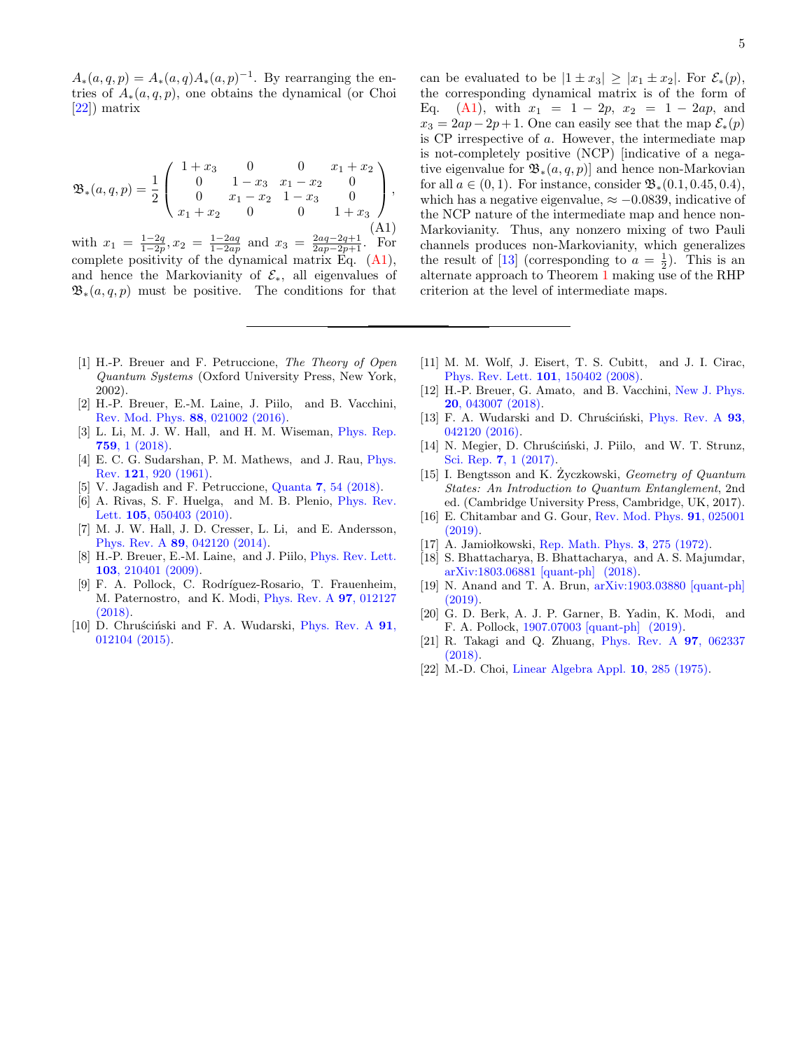$A_*(a,q,p) = A_*(a,q)A_*(a,p)^{-1}$. By rearranging the entries of $A_*(a,q,p)$, one obtains the dynamical (or Choi [22]) matrix

$$\mathfrak{B}_*(a,q,p) = \frac{1}{2}\begin{pmatrix} 1+x_3 & 0 & 0 & x_1+x_2 \\ 0 & 1-x_3 & x_1-x_2 & 0 \\ 0 & x_1-x_2 & 1-x_3 & 0 \\ x_1+x_2 & 0 & 0 & 1+x_3 \end{pmatrix}, \tag{A1}$$

with $x_1 = \frac{1-2q}{1-2p}, x_2 = \frac{1-2aq}{1-2ap}$ and $x_3 = \frac{2aq-2q+1}{2ap-2p+1}$. For complete positivity of the dynamical matrix Eq. (A1), and hence the Markovianity of $\mathcal{E}_*$, all eigenvalues of $\mathfrak{B}_*(a,q,p)$ must be positive. The conditions for that can be evaluated to be $|1 \pm x_3| \geq |x_1 \pm x_2|$. For $\mathcal{E}_*(p)$, the corresponding dynamical matrix is of the form of Eq. (A1), with $x_1 = 1-2p$, $x_2 = 1-2ap$, and $x_3 = 2ap-2p+1$. One can easily see that the map $\mathcal{E}_*(p)$ is CP irrespective of $a$. However, the intermediate map is not-completely positive (NCP) [indicative of a negative eigenvalue for $\mathfrak{B}_*(a,q,p)$] and hence non-Markovian for all $a \in (0,1)$. For instance, consider $\mathfrak{B}_*(0.1, 0.45, 0.4)$, which has a negative eigenvalue, $\approx -0.0839$, indicative of the NCP nature of the intermediate map and hence non-Markovianity. Thus, any nonzero mixing of two Pauli channels produces non-Markovianity, which generalizes the result of [13] (corresponding to $a = \frac{1}{2}$). This is an alternate approach to Theorem 1 making use of the RHP criterion at the level of intermediate maps.

---

[1] H.-P. Breuer and F. Petruccione, *The Theory of Open Quantum Systems* (Oxford University Press, New York, 2002).

[2] H.-P. Breuer, E.-M. Laine, J. Piilo, and B. Vacchini, Rev. Mod. Phys. **88**, 021002 (2016).

[3] L. Li, M. J. W. Hall, and H. M. Wiseman, Phys. Rep. **759**, 1 (2018).

[4] E. C. G. Sudarshan, P. M. Mathews, and J. Rau, Phys. Rev. **121**, 920 (1961).

[5] V. Jagadish and F. Petruccione, Quanta **7**, 54 (2018).

[6] A. Rivas, S. F. Huelga, and M. B. Plenio, Phys. Rev. Lett. **105**, 050403 (2010).

[7] M. J. W. Hall, J. D. Cresser, L. Li, and E. Andersson, Phys. Rev. A **89**, 042120 (2014).

[8] H.-P. Breuer, E.-M. Laine, and J. Piilo, Phys. Rev. Lett. **103**, 210401 (2009).

[9] F. A. Pollock, C. Rodríguez-Rosario, T. Frauenheim, M. Paternostro, and K. Modi, Phys. Rev. A **97**, 012127 (2018).

[10] D. Chruściński and F. A. Wudarski, Phys. Rev. A **91**, 012104 (2015).

[11] M. M. Wolf, J. Eisert, T. S. Cubitt, and J. I. Cirac, Phys. Rev. Lett. **101**, 150402 (2008).

[12] H.-P. Breuer, G. Amato, and B. Vacchini, New J. Phys. **20**, 043007 (2018).

[13] F. A. Wudarski and D. Chruściński, Phys. Rev. A **93**, 042120 (2016).

[14] N. Megier, D. Chruściński, J. Piilo, and W. T. Strunz, Sci. Rep. **7**, 1 (2017).

[15] I. Bengtsson and K. Życzkowski, *Geometry of Quantum States: An Introduction to Quantum Entanglement*, 2nd ed. (Cambridge University Press, Cambridge, UK, 2017).

[16] E. Chitambar and G. Gour, Rev. Mod. Phys. **91**, 025001 (2019).

[17] A. Jamiołkowski, Rep. Math. Phys. **3**, 275 (1972).

[18] S. Bhattacharya, B. Bhattacharya, and A. S. Majumdar, arXiv:1803.06881 [quant-ph] (2018).

[19] N. Anand and T. A. Brun, arXiv:1903.03880 [quant-ph] (2019).

[20] G. D. Berk, A. J. P. Garner, B. Yadin, K. Modi, and F. A. Pollock, 1907.07003 [quant-ph] (2019).

[21] R. Takagi and Q. Zhuang, Phys. Rev. A **97**, 062337 (2018).

[22] M.-D. Choi, Linear Algebra Appl. **10**, 285 (1975).